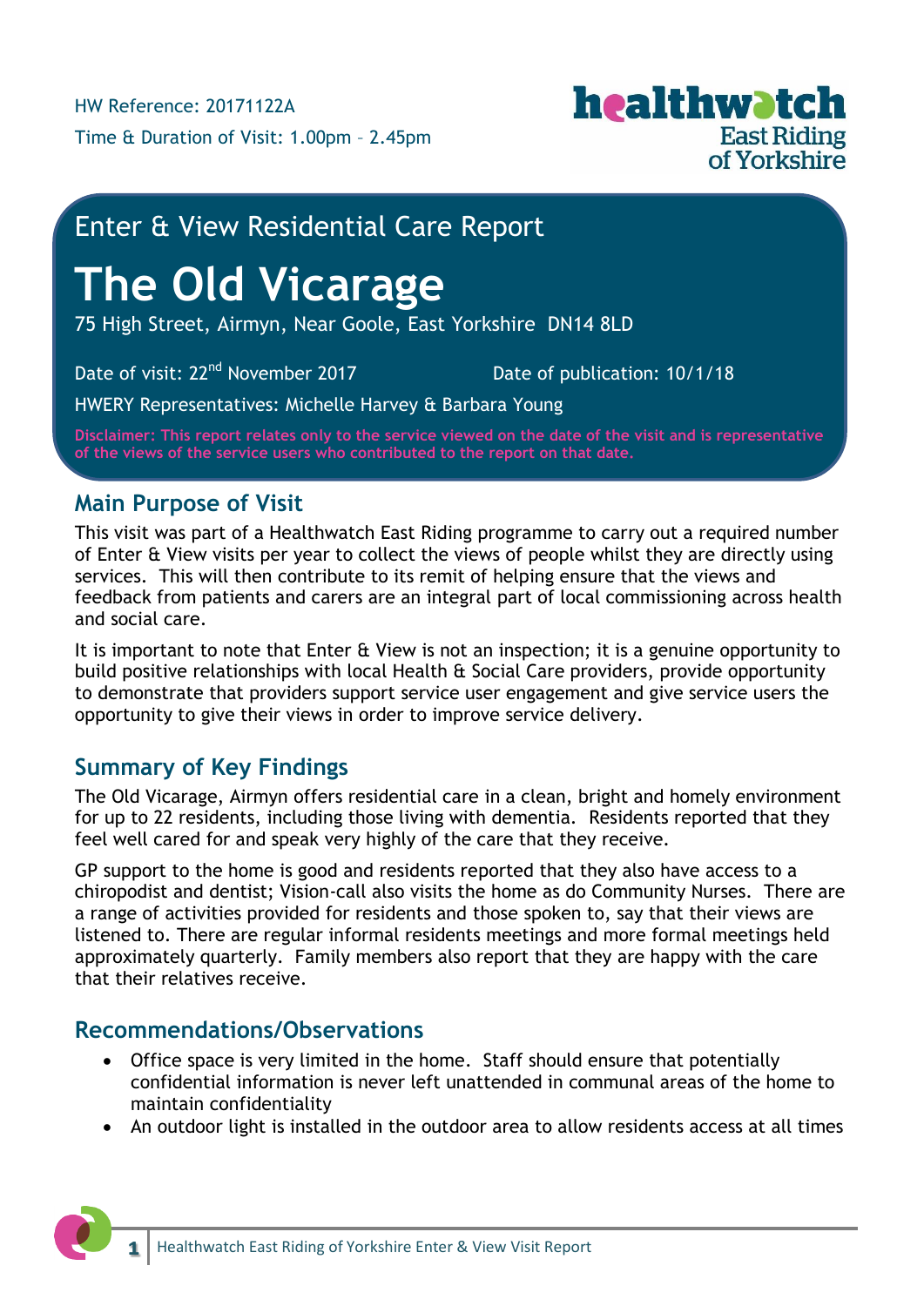HW Reference: 20171122A

Time & Duration of Visit: 1.00pm – 2.45pm

Enter & View Residential Care Report

# The Old Vicarage

75 High Street, Airmyn, Near Goole, East Yorkshire DN14 8LD

Date of visit: 22nd November 2017

Date of publication: 10/1/18

HWERY Representatives: Michelle Harvey & Barbara Young

**Disclaimer: This report relates only to the service viewed on the date of the visit and is representative of the views of the service users who contributed to the report on that date.**

## Main Purpose of Visit

This visit was part of a Healthwatch East Riding programme to carry out a required number of Enter & View visits per year to collect the views of people whilst they are directly using services. This will then contribute to its remit of helping ensure that the views and feedback from patients and carers are an integral part of local commissioning across health and social care.

It is important to note that Enter & View is not an inspection; it is a genuine opportunity to build positive relationships with local Health & Social Care providers, provide opportunity to demonstrate that providers support service user engagement and give service users the opportunity to give their views in order to improve service delivery.

## Summary of Key Findings

The Old Vicarage, Airmyn offers residential care in a clean, bright and homely environment for up to 22 residents, including those living with dementia. Residents reported that they feel well cared for and speak very highly of the care that they receive.

GP support to the home is good and residents reported that they also have access to a chiropodist and dentist; Vision-call also visits the home as do Community Nurses. There are a range of activities provided for residents and those spoken to, say that their views are listened to. There are regular informal residents meetings and more formal meetings held approximately quarterly. Family members also report that they are happy with the care that their relatives receive.

## Recommendations/Observations

- Office space is very limited in the home. Staff should ensure that potentially confidential information is never left unattended in communal areas of the home to maintain confidentiality
- An outdoor light is installed in the outdoor area to allow residents access at all times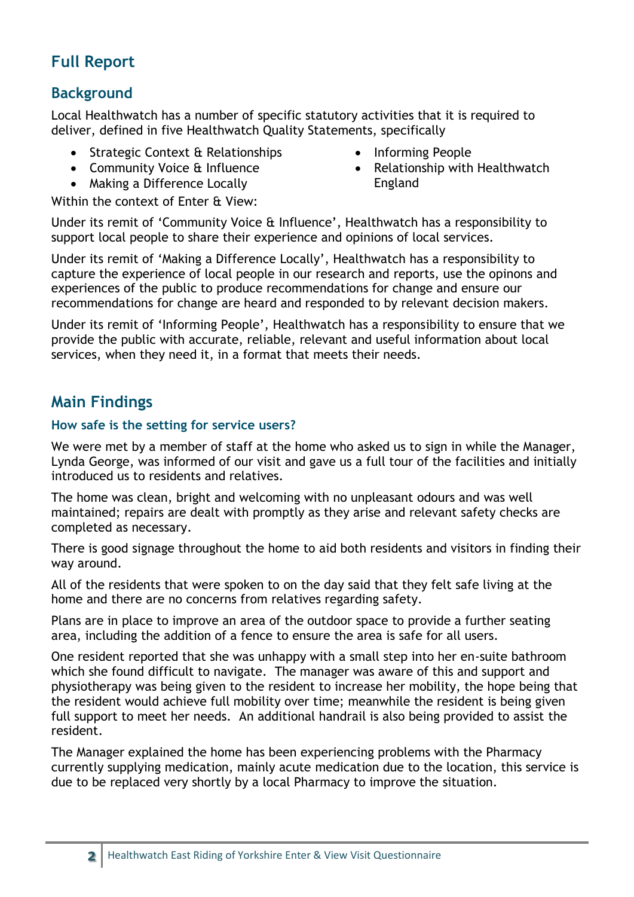# Full Report

## Background

Local Healthwatch has a number of specific statutory activities that it is required to deliver, defined in five Healthwatch Quality Statements, specifically

- Strategic Context & Relationships
- Community Voice & Influence
- Making a Difference Locally
- Informing People
- Relationship with Healthwatch England

Within the context of Enter & View:

Under its remit of 'Community Voice & Influence', Healthwatch has a responsibility to support local people to share their experience and opinions of local services.

Under its remit of 'Making a Difference Locally', Healthwatch has a responsibility to capture the experience of local people in our research and reports, use the opinons and experiences of the public to produce recommendations for change and ensure our recommendations for change are heard and responded to by relevant decision makers.

Under its remit of 'Informing People', Healthwatch has a responsibility to ensure that we provide the public with accurate, reliable, relevant and useful information about local services, when they need it, in a format that meets their needs.

## Main Findings

### How safe is the setting for service users?

We were met by a member of staff at the home who asked us to sign in while the Manager, Lynda George, was informed of our visit and gave us a full tour of the facilities and initially introduced us to residents and relatives.

The home was clean, bright and welcoming with no unpleasant odours and was well maintained; repairs are dealt with promptly as they arise and relevant safety checks are completed as necessary.

There is good signage throughout the home to aid both residents and visitors in finding their way around.

All of the residents that were spoken to on the day said that they felt safe living at the home and there are no concerns from relatives regarding safety.

Plans are in place to improve an area of the outdoor space to provide a further seating area, including the addition of a fence to ensure the area is safe for all users.

One resident reported that she was unhappy with a small step into her en-suite bathroom which she found difficult to navigate. The manager was aware of this and support and physiotherapy was being given to the resident to increase her mobility, the hope being that the resident would achieve full mobility over time; meanwhile the resident is being given full support to meet her needs. An additional handrail is also being provided to assist the resident.

The Manager explained the home has been experiencing problems with the Pharmacy currently supplying medication, mainly acute medication due to the location, this service is due to be replaced very shortly by a local Pharmacy to improve the situation.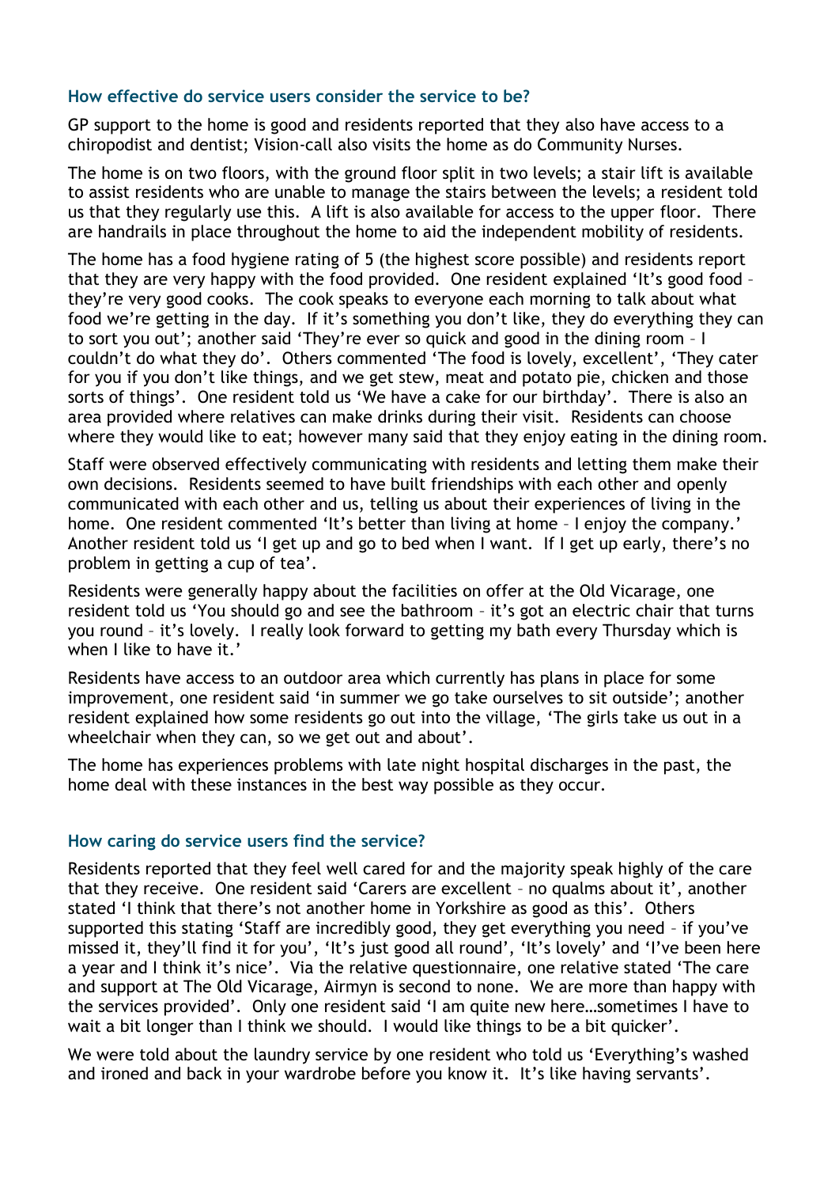### How effective do service users consider the service to be?

GP support to the home is good and residents reported that they also have access to a chiropodist and dentist; Vision-call also visits the home as do Community Nurses.

The home is on two floors, with the ground floor split in two levels; a stair lift is available to assist residents who are unable to manage the stairs between the levels; a resident told us that they regularly use this. A lift is also available for access to the upper floor. There are handrails in place throughout the home to aid the independent mobility of residents.

The home has a food hygiene rating of 5 (the highest score possible) and residents report that they are very happy with the food provided. One resident explained 'It's good food – they're very good cooks. The cook speaks to everyone each morning to talk about what food we're getting in the day. If it's something you don't like, they do everything they can to sort you out'; another said 'They're ever so quick and good in the dining room – I couldn't do what they do'. Others commented 'The food is lovely, excellent', 'They cater for you if you don't like things, and we get stew, meat and potato pie, chicken and those sorts of things'. One resident told us 'We have a cake for our birthday'. There is also an area provided where relatives can make drinks during their visit. Residents can choose where they would like to eat; however many said that they enjoy eating in the dining room.

Staff were observed effectively communicating with residents and letting them make their own decisions. Residents seemed to have built friendships with each other and openly communicated with each other and us, telling us about their experiences of living in the home. One resident commented 'It's better than living at home – I enjoy the company.' Another resident told us 'I get up and go to bed when I want. If I get up early, there's no problem in getting a cup of tea'.

Residents were generally happy about the facilities on offer at the Old Vicarage, one resident told us 'You should go and see the bathroom – it's got an electric chair that turns you round – it's lovely. I really look forward to getting my bath every Thursday which is when I like to have it.'

Residents have access to an outdoor area which currently has plans in place for some improvement, one resident said 'in summer we go take ourselves to sit outside'; another resident explained how some residents go out into the village, 'The girls take us out in a wheelchair when they can, so we get out and about'.

The home has experiences problems with late night hospital discharges in the past, the home deal with these instances in the best way possible as they occur.

### How caring do service users find the service?

Residents reported that they feel well cared for and the majority speak highly of the care that they receive. One resident said 'Carers are excellent – no qualms about it', another stated 'I think that there's not another home in Yorkshire as good as this'. Others supported this stating 'Staff are incredibly good, they get everything you need – if you've missed it, they'll find it for you', 'It's just good all round', 'It's lovely' and 'I've been here a year and I think it's nice'. Via the relative questionnaire, one relative stated 'The care and support at The Old Vicarage, Airmyn is second to none. We are more than happy with the services provided'. Only one resident said 'I am quite new here…sometimes I have to wait a bit longer than I think we should. I would like things to be a bit quicker'.

We were told about the laundry service by one resident who told us 'Everything's washed and ironed and back in your wardrobe before you know it. It's like having servants'.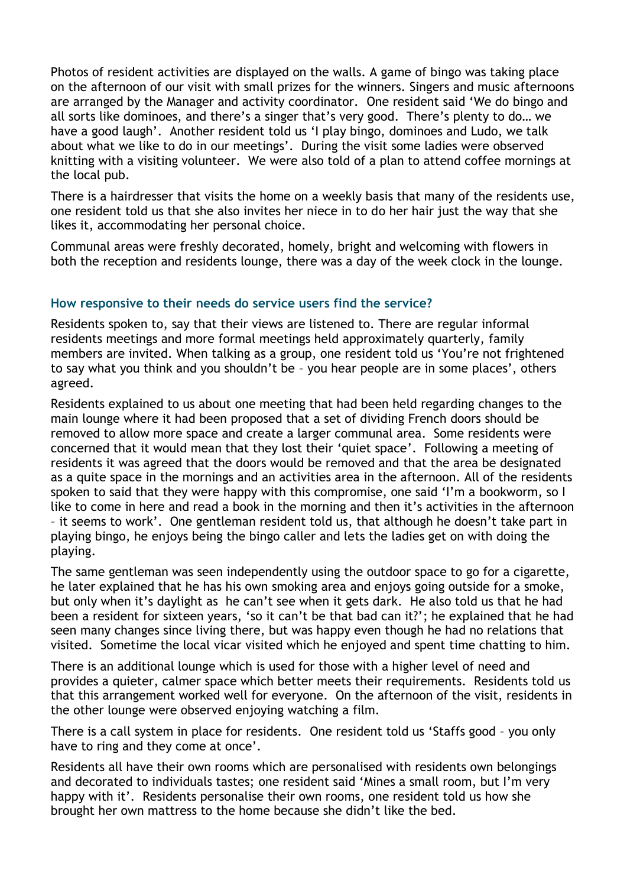Photos of resident activities are displayed on the walls. A game of bingo was taking place on the afternoon of our visit with small prizes for the winners. Singers and music afternoons are arranged by the Manager and activity coordinator. One resident said 'We do bingo and all sorts like dominoes, and there's a singer that's very good. There's plenty to do… we have a good laugh'. Another resident told us 'I play bingo, dominoes and Ludo, we talk about what we like to do in our meetings'. During the visit some ladies were observed knitting with a visiting volunteer. We were also told of a plan to attend coffee mornings at the local pub.

There is a hairdresser that visits the home on a weekly basis that many of the residents use, one resident told us that she also invites her niece in to do her hair just the way that she likes it, accommodating her personal choice.

Communal areas were freshly decorated, homely, bright and welcoming with flowers in both the reception and residents lounge, there was a day of the week clock in the lounge.

### How responsive to their needs do service users find the service?

Residents spoken to, say that their views are listened to. There are regular informal residents meetings and more formal meetings held approximately quarterly, family members are invited. When talking as a group, one resident told us 'You're not frightened to say what you think and you shouldn't be – you hear people are in some places', others agreed.

Residents explained to us about one meeting that had been held regarding changes to the main lounge where it had been proposed that a set of dividing French doors should be removed to allow more space and create a larger communal area. Some residents were concerned that it would mean that they lost their 'quiet space'. Following a meeting of residents it was agreed that the doors would be removed and that the area be designated as a quite space in the mornings and an activities area in the afternoon. All of the residents spoken to said that they were happy with this compromise, one said 'I'm a bookworm, so I like to come in here and read a book in the morning and then it's activities in the afternoon – it seems to work'. One gentleman resident told us, that although he doesn't take part in playing bingo, he enjoys being the bingo caller and lets the ladies get on with doing the playing.

The same gentleman was seen independently using the outdoor space to go for a cigarette, he later explained that he has his own smoking area and enjoys going outside for a smoke, but only when it's daylight as he can't see when it gets dark. He also told us that he had been a resident for sixteen years, 'so it can't be that bad can it?'; he explained that he had seen many changes since living there, but was happy even though he had no relations that visited. Sometime the local vicar visited which he enjoyed and spent time chatting to him.

There is an additional lounge which is used for those with a higher level of need and provides a quieter, calmer space which better meets their requirements. Residents told us that this arrangement worked well for everyone. On the afternoon of the visit, residents in the other lounge were observed enjoying watching a film.

There is a call system in place for residents. One resident told us 'Staffs good – you only have to ring and they come at once'.

Residents all have their own rooms which are personalised with residents own belongings and decorated to individuals tastes; one resident said 'Mines a small room, but I'm very happy with it'. Residents personalise their own rooms, one resident told us how she brought her own mattress to the home because she didn't like the bed.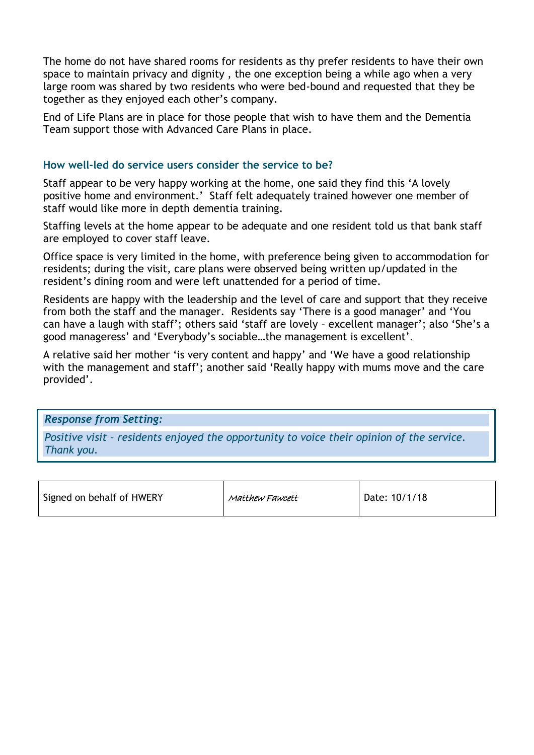The home do not have shared rooms for residents as thy prefer residents to have their own space to maintain privacy and dignity , the one exception being a while ago when a very large room was shared by two residents who were bed-bound and requested that they be together as they enjoyed each other's company.

End of Life Plans are in place for those people that wish to have them and the Dementia Team support those with Advanced Care Plans in place.

### How well-led do service users consider the service to be?

Staff appear to be very happy working at the home, one said they find this 'A lovely positive home and environment.' Staff felt adequately trained however one member of staff would like more in depth dementia training.

Staffing levels at the home appear to be adequate and one resident told us that bank staff are employed to cover staff leave.

Office space is very limited in the home, with preference being given to accommodation for residents; during the visit, care plans were observed being written up/updated in the resident's dining room and were left unattended for a period of time.

Residents are happy with the leadership and the level of care and support that they receive from both the staff and the manager. Residents say 'There is a good manager' and 'You can have a laugh with staff'; others said 'staff are lovely – excellent manager'; also 'She's a good manageress' and 'Everybody's sociable…the management is excellent'.

A relative said her mother 'is very content and happy' and 'We have a good relationship with the management and staff'; another said 'Really happy with mums move and the care provided'.

***Response from Setting:***

*Positive visit – residents enjoyed the opportunity to voice their opinion of the service. Thank you.*

| Signed on behalf of HWERY | *Matthew Fawcett* | Date: 10/1/18 |
|---|---|---|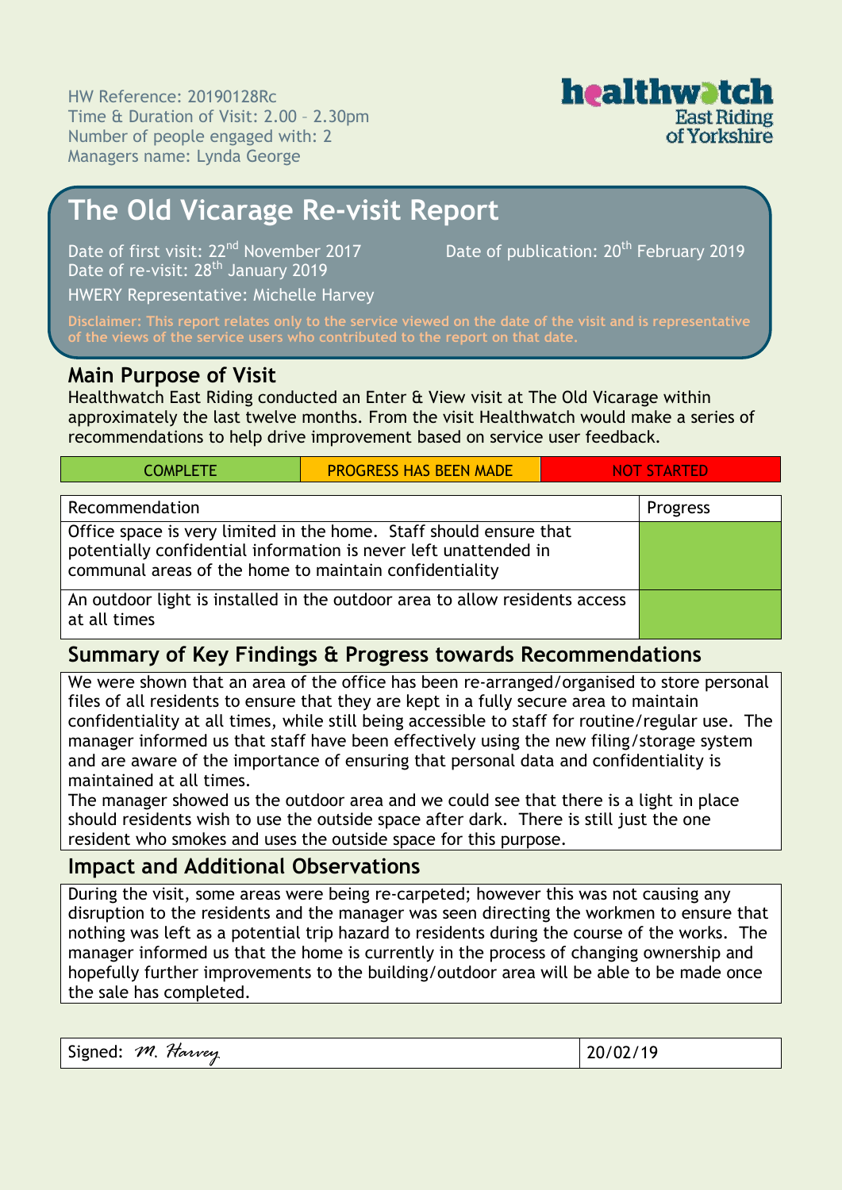HW Reference: 20190128Rc
Time & Duration of Visit: 2.00 – 2.30pm
Number of people engaged with: 2
Managers name: Lynda George

# The Old Vicarage Re-visit Report

Date of first visit: 22nd November 2017
Date of re-visit: 28th January 2019
Date of publication: 20th February 2019

HWERY Representative: Michelle Harvey

**Disclaimer: This report relates only to the service viewed on the date of the visit and is representative of the views of the service users who contributed to the report on that date.**

## Main Purpose of Visit

Healthwatch East Riding conducted an Enter & View visit at The Old Vicarage within approximately the last twelve months. From the visit Healthwatch would make a series of recommendations to help drive improvement based on service user feedback.

| | | |
|---|---|---|
| COMPLETE | PROGRESS HAS BEEN MADE | NOT STARTED |

| Recommendation | Progress |
|---|---|
| Office space is very limited in the home. Staff should ensure that potentially confidential information is never left unattended in communal areas of the home to maintain confidentiality | COMPLETE |
| An outdoor light is installed in the outdoor area to allow residents access at all times | COMPLETE |

## Summary of Key Findings & Progress towards Recommendations

We were shown that an area of the office has been re-arranged/organised to store personal files of all residents to ensure that they are kept in a fully secure area to maintain confidentiality at all times, while still being accessible to staff for routine/regular use. The manager informed us that staff have been effectively using the new filing/storage system and are aware of the importance of ensuring that personal data and confidentiality is maintained at all times.

The manager showed us the outdoor area and we could see that there is a light in place should residents wish to use the outside space after dark. There is still just the one resident who smokes and uses the outside space for this purpose.

## Impact and Additional Observations

During the visit, some areas were being re-carpeted; however this was not causing any disruption to the residents and the manager was seen directing the workmen to ensure that nothing was left as a potential trip hazard to residents during the course of the works. The manager informed us that the home is currently in the process of changing ownership and hopefully further improvements to the building/outdoor area will be able to be made once the sale has completed.

| | |
|---|---|
| Signed: *M. Harvey* | 20/02/19 |